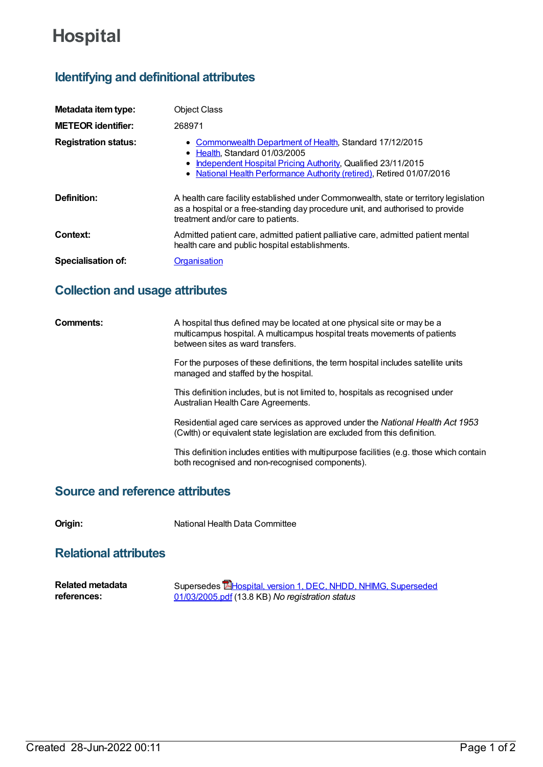# Hospital

## Identifying and definitional attributes

| | |
|---|---|
| **Metadata item type:** | Object Class |
| **METEOR identifier:** | 268971 |
| **Registration status:** | • Commonwealth Department of Health, Standard 17/12/2015<br>• Health, Standard 01/03/2005<br>• Independent Hospital Pricing Authority, Qualified 23/11/2015<br>• National Health Performance Authority (retired), Retired 01/07/2016 |
| **Definition:** | A health care facility established under Commonwealth, state or territory legislation as a hospital or a free-standing day procedure unit, and authorised to provide treatment and/or care to patients. |
| **Context:** | Admitted patient care, admitted patient palliative care, admitted patient mental health care and public hospital establishments. |
| **Specialisation of:** | Organisation |

## Collection and usage attributes

**Comments:**

A hospital thus defined may be located at one physical site or may be a multicampus hospital. A multicampus hospital treats movements of patients between sites as ward transfers.

For the purposes of these definitions, the term hospital includes satellite units managed and staffed by the hospital.

This definition includes, but is not limited to, hospitals as recognised under Australian Health Care Agreements.

Residential aged care services as approved under the *National Health Act 1953* (Cwlth) or equivalent state legislation are excluded from this definition.

This definition includes entities with multipurpose facilities (e.g. those which contain both recognised and non-recognised components).

## Source and reference attributes

**Origin:** National Health Data Committee

## Relational attributes

**Related metadata references:** Supersedes Hospital, version 1, DEC, NHDD, NHIMG, Superseded 01/03/2005.pdf (13.8 KB) *No registration status*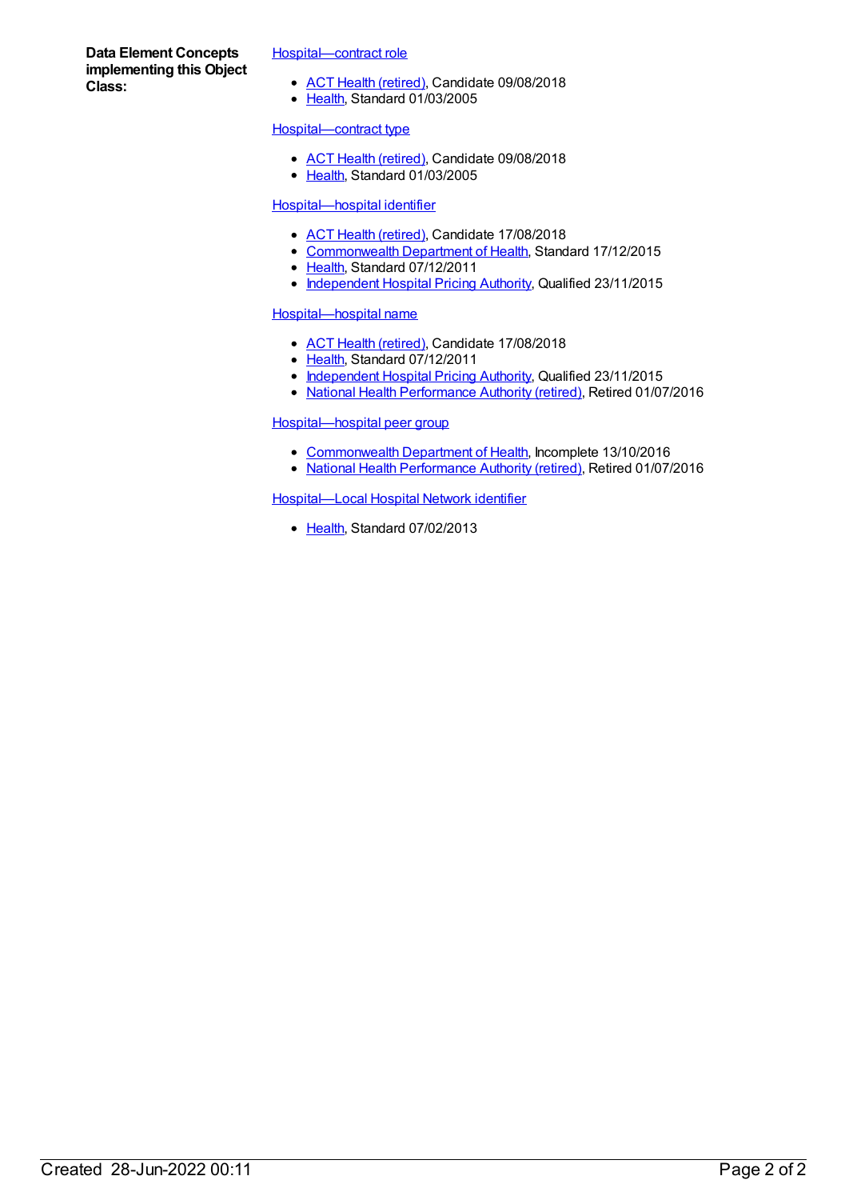**Data Element Concepts implementing this Object Class:**

Hospital—contract role

- ACT Health (retired), Candidate 09/08/2018
- Health, Standard 01/03/2005

Hospital—contract type

- ACT Health (retired), Candidate 09/08/2018
- Health, Standard 01/03/2005

Hospital—hospital identifier

- ACT Health (retired), Candidate 17/08/2018
- Commonwealth Department of Health, Standard 17/12/2015
- Health, Standard 07/12/2011
- Independent Hospital Pricing Authority, Qualified 23/11/2015

Hospital—hospital name

- ACT Health (retired), Candidate 17/08/2018
- Health, Standard 07/12/2011
- Independent Hospital Pricing Authority, Qualified 23/11/2015
- National Health Performance Authority (retired), Retired 01/07/2016

Hospital—hospital peer group

- Commonwealth Department of Health, Incomplete 13/10/2016
- National Health Performance Authority (retired), Retired 01/07/2016

Hospital—Local Hospital Network identifier

- Health, Standard 07/02/2013